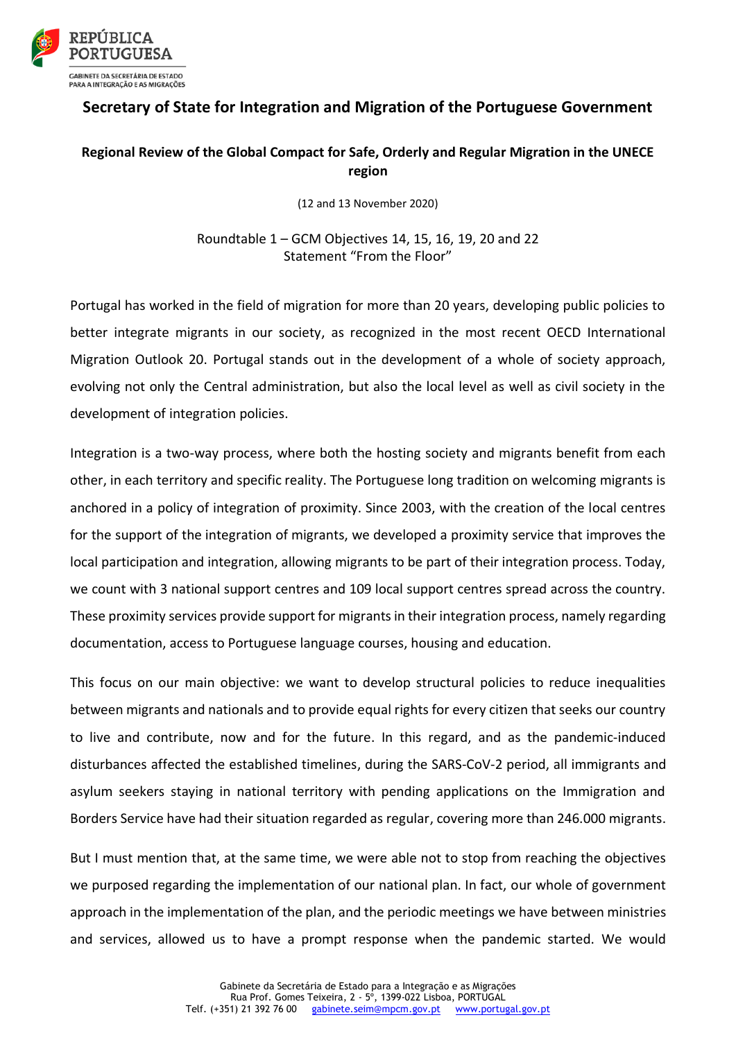## Secretary of State for Integration and Migration of the Portuguese Government

### Regional Review of the Global Compact for Safe, Orderly and Regular Migration in the UNECE region

(12 and 13 November 2020)

Roundtable 1 – GCM Objectives 14, 15, 16, 19, 20 and 22
Statement "From the Floor"

Portugal has worked in the field of migration for more than 20 years, developing public policies to better integrate migrants in our society, as recognized in the most recent OECD International Migration Outlook 20. Portugal stands out in the development of a whole of society approach, evolving not only the Central administration, but also the local level as well as civil society in the development of integration policies.

Integration is a two-way process, where both the hosting society and migrants benefit from each other, in each territory and specific reality. The Portuguese long tradition on welcoming migrants is anchored in a policy of integration of proximity. Since 2003, with the creation of the local centres for the support of the integration of migrants, we developed a proximity service that improves the local participation and integration, allowing migrants to be part of their integration process. Today, we count with 3 national support centres and 109 local support centres spread across the country. These proximity services provide support for migrants in their integration process, namely regarding documentation, access to Portuguese language courses, housing and education.

This focus on our main objective: we want to develop structural policies to reduce inequalities between migrants and nationals and to provide equal rights for every citizen that seeks our country to live and contribute, now and for the future. In this regard, and as the pandemic-induced disturbances affected the established timelines, during the SARS-CoV-2 period, all immigrants and asylum seekers staying in national territory with pending applications on the Immigration and Borders Service have had their situation regarded as regular, covering more than 246.000 migrants.

But I must mention that, at the same time, we were able not to stop from reaching the objectives we purposed regarding the implementation of our national plan. In fact, our whole of government approach in the implementation of the plan, and the periodic meetings we have between ministries and services, allowed us to have a prompt response when the pandemic started. We would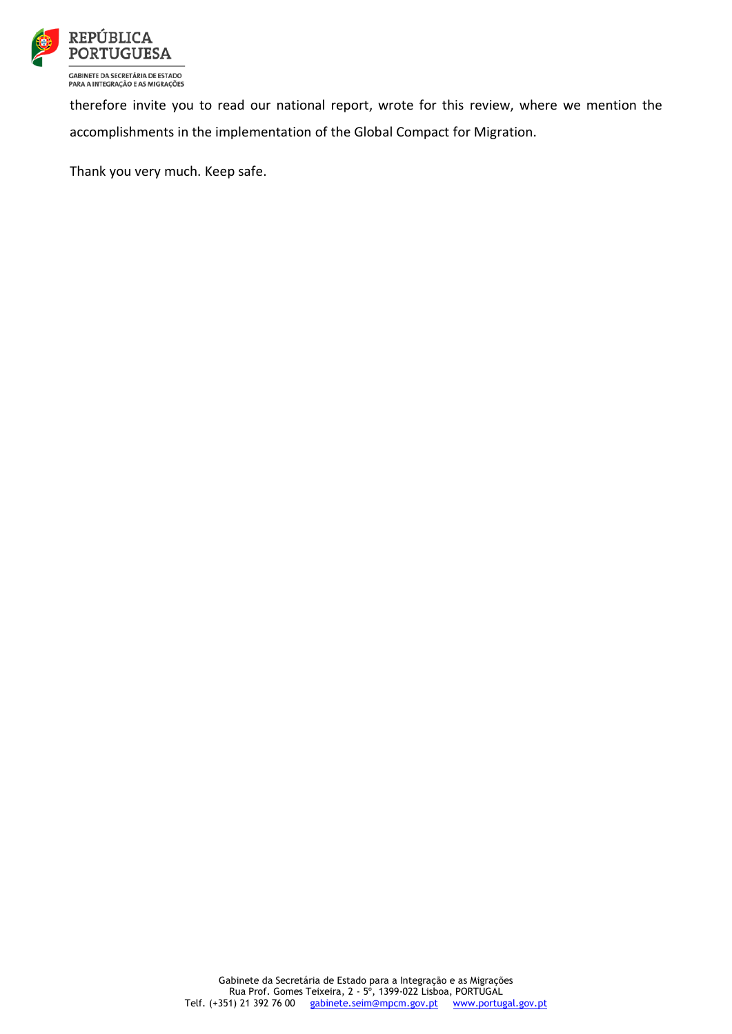therefore invite you to read our national report, wrote for this review, where we mention the accomplishments in the implementation of the Global Compact for Migration.

Thank you very much. Keep safe.